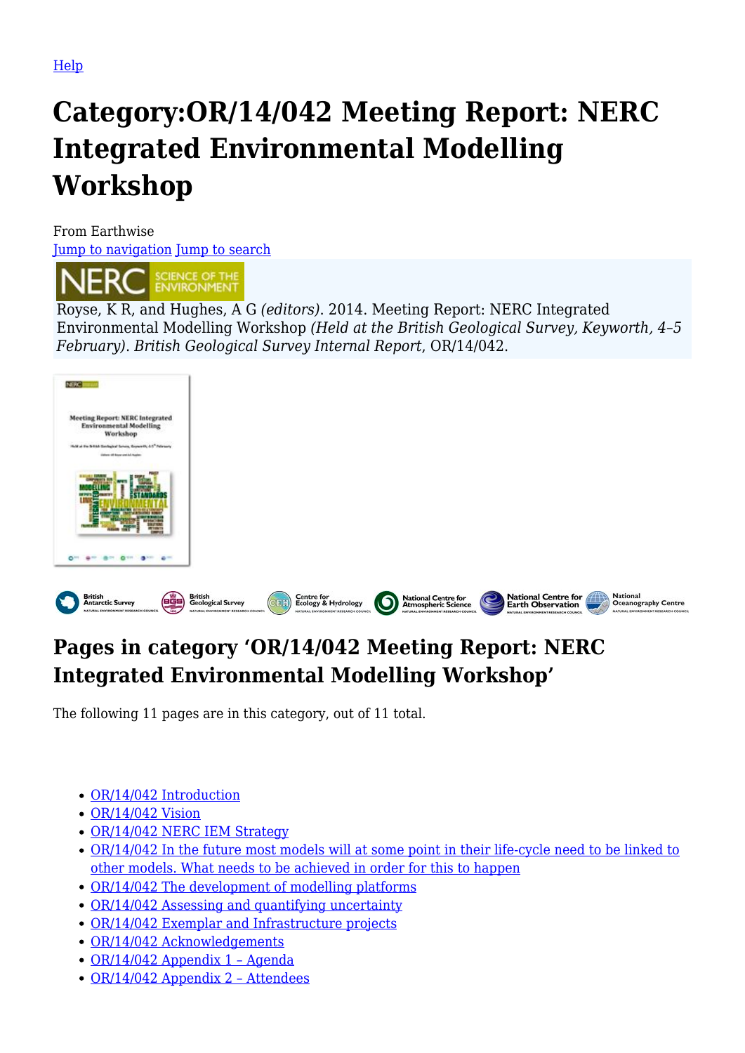Help

# Category:OR/14/042 Meeting Report: NERC Integrated Environmental Modelling Workshop

From Earthwise

Jump to navigation Jump to search

Royse, K R, and Hughes, A G *(editors)*. 2014. Meeting Report: NERC Integrated Environmental Modelling Workshop *(Held at the British Geological Survey, Keyworth, 4–5 February)*. *British Geological Survey Internal Report*, OR/14/042.

## Pages in category 'OR/14/042 Meeting Report: NERC Integrated Environmental Modelling Workshop'

The following 11 pages are in this category, out of 11 total.

- OR/14/042 Introduction
- OR/14/042 Vision
- OR/14/042 NERC IEM Strategy
- OR/14/042 In the future most models will at some point in their life-cycle need to be linked to other models. What needs to be achieved in order for this to happen
- OR/14/042 The development of modelling platforms
- OR/14/042 Assessing and quantifying uncertainty
- OR/14/042 Exemplar and Infrastructure projects
- OR/14/042 Acknowledgements
- OR/14/042 Appendix 1 – Agenda
- OR/14/042 Appendix 2 – Attendees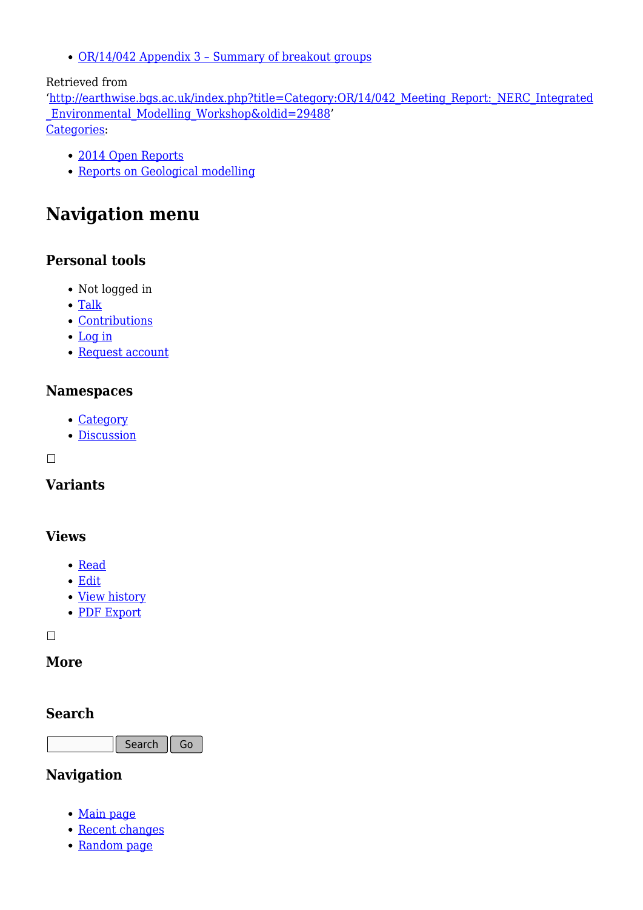- OR/14/042 Appendix 3 – Summary of breakout groups

Retrieved from
'http://earthwise.bgs.ac.uk/index.php?title=Category:OR/14/042_Meeting_Report:_NERC_Integrated_Environmental_Modelling_Workshop&oldid=29488'
Categories:

- 2014 Open Reports
- Reports on Geological modelling

## Navigation menu

### Personal tools

- Not logged in
- Talk
- Contributions
- Log in
- Request account

### Namespaces

- Category
- Discussion

### Variants

### Views

- Read
- Edit
- View history
- PDF Export

### More

### Search

Search Go

### Navigation

- Main page
- Recent changes
- Random page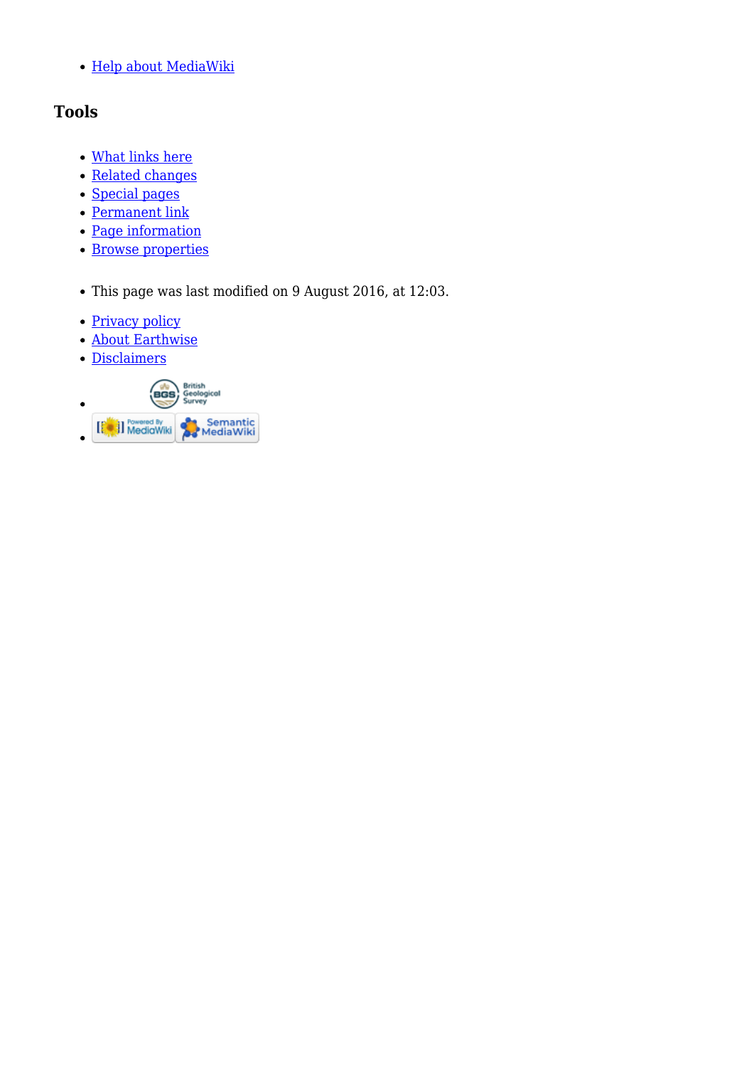- Help about MediaWiki

### Tools

- What links here
- Related changes
- Special pages
- Permanent link
- Page information
- Browse properties

- This page was last modified on 9 August 2016, at 12:03.

- Privacy policy
- About Earthwise
- Disclaimers